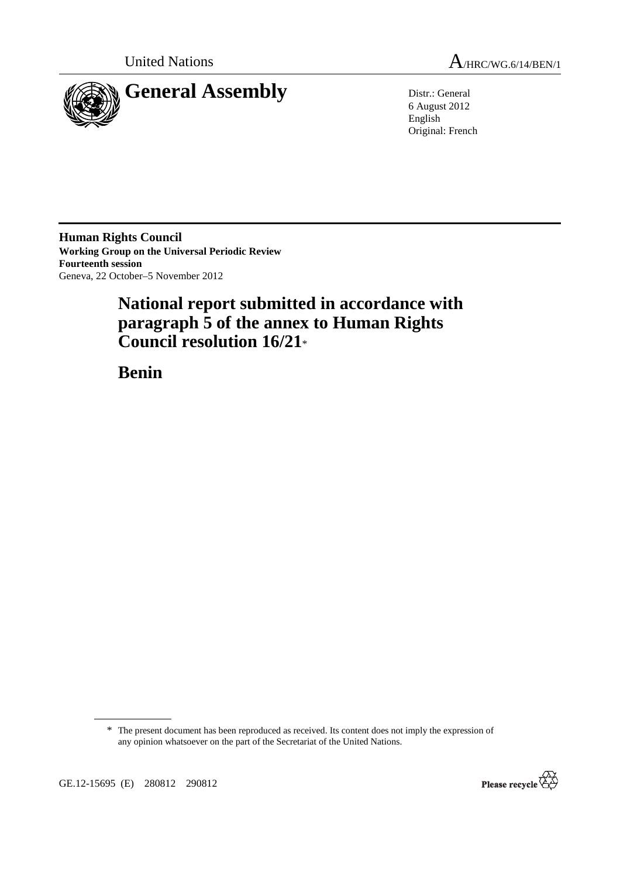United Nations

A/HRC/WG.6/14/BEN/1

# General Assembly

Distr.: General
6 August 2012
English
Original: French

**Human Rights Council**
**Working Group on the Universal Periodic Review**
**Fourteenth session**
Geneva, 22 October–5 November 2012

## National report submitted in accordance with paragraph 5 of the annex to Human Rights Council resolution 16/21*

## Benin

---

\* The present document has been reproduced as received. Its content does not imply the expression of any opinion whatsoever on the part of the Secretariat of the United Nations.

GE.12-15695 (E) 280812 290812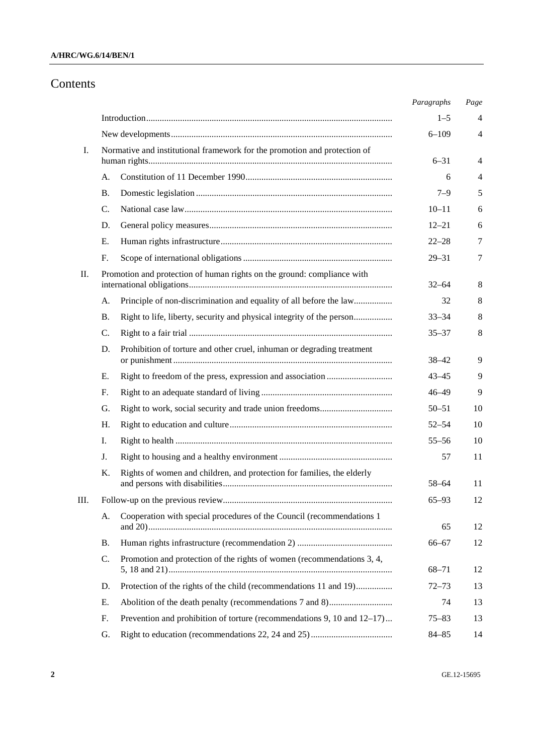# Contents

| | | | Paragraphs | Page |
|---|---|---|---|---|
| | Introduction | | 1–5 | 4 |
| | New developments | | 6–109 | 4 |
| I. | Normative and institutional framework for the promotion and protection of human rights | | 6–31 | 4 |
| | A. | Constitution of 11 December 1990 | 6 | 4 |
| | B. | Domestic legislation | 7–9 | 5 |
| | C. | National case law | 10–11 | 6 |
| | D. | General policy measures | 12–21 | 6 |
| | E. | Human rights infrastructure | 22–28 | 7 |
| | F. | Scope of international obligations | 29–31 | 7 |
| II. | Promotion and protection of human rights on the ground: compliance with international obligations | | 32–64 | 8 |
| | A. | Principle of non-discrimination and equality of all before the law | 32 | 8 |
| | B. | Right to life, liberty, security and physical integrity of the person | 33–34 | 8 |
| | C. | Right to a fair trial | 35–37 | 8 |
| | D. | Prohibition of torture and other cruel, inhuman or degrading treatment or punishment | 38–42 | 9 |
| | E. | Right to freedom of the press, expression and association | 43–45 | 9 |
| | F. | Right to an adequate standard of living | 46–49 | 9 |
| | G. | Right to work, social security and trade union freedoms | 50–51 | 10 |
| | H. | Right to education and culture | 52–54 | 10 |
| | I. | Right to health | 55–56 | 10 |
| | J. | Right to housing and a healthy environment | 57 | 11 |
| | K. | Rights of women and children, and protection for families, the elderly and persons with disabilities | 58–64 | 11 |
| III. | Follow-up on the previous review | | 65–93 | 12 |
| | A. | Cooperation with special procedures of the Council (recommendations 1 and 20) | 65 | 12 |
| | B. | Human rights infrastructure (recommendation 2) | 66–67 | 12 |
| | C. | Promotion and protection of the rights of women (recommendations 3, 4, 5, 18 and 21) | 68–71 | 12 |
| | D. | Protection of the rights of the child (recommendations 11 and 19) | 72–73 | 13 |
| | E. | Abolition of the death penalty (recommendations 7 and 8) | 74 | 13 |
| | F. | Prevention and prohibition of torture (recommendations 9, 10 and 12–17) | 75–83 | 13 |
| | G. | Right to education (recommendations 22, 24 and 25) | 84–85 | 14 |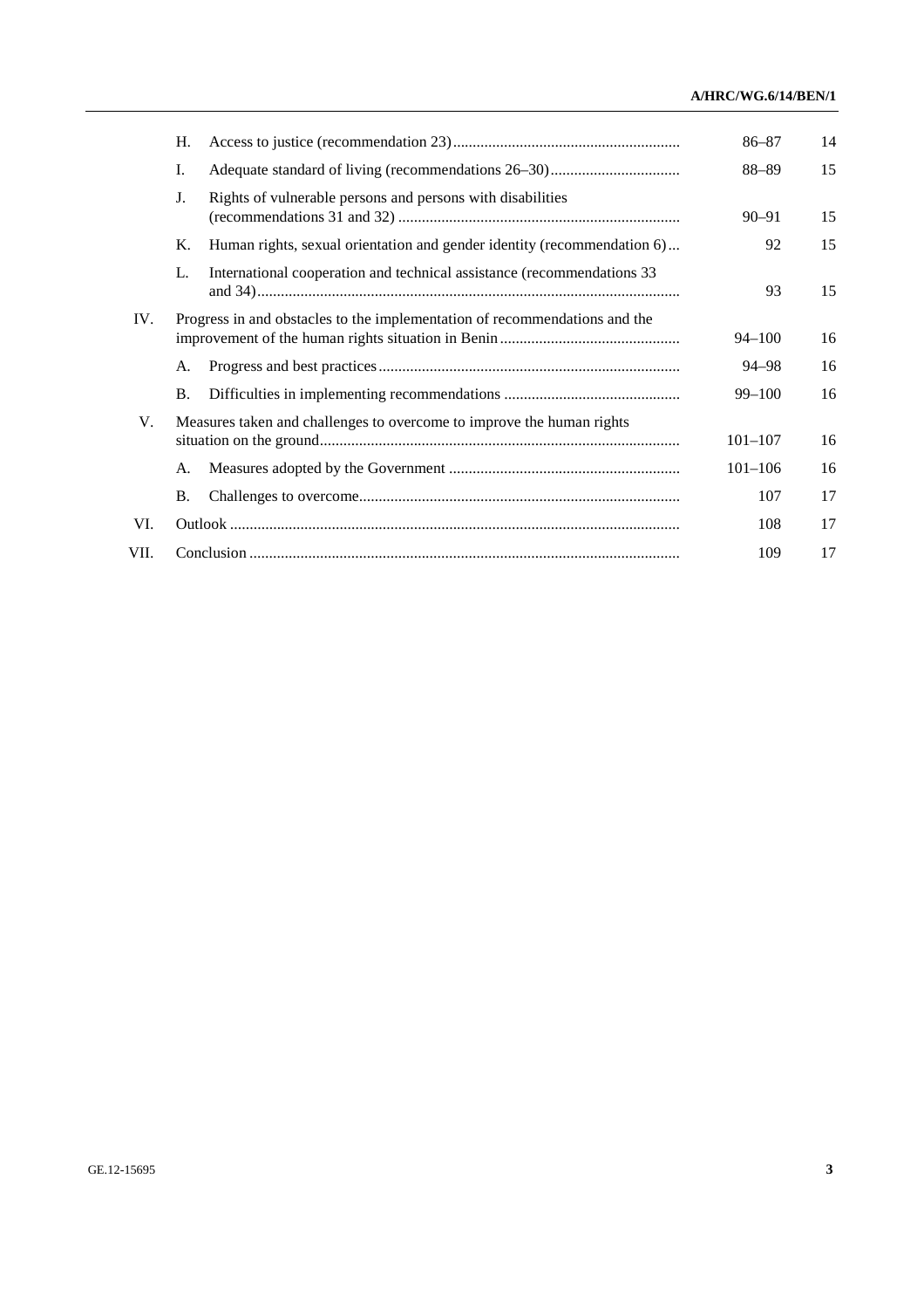| | | | Paragraphs | Page |
|---|---|---|---|---|
| | H. | Access to justice (recommendation 23) | 86–87 | 14 |
| | I. | Adequate standard of living (recommendations 26–30) | 88–89 | 15 |
| | J. | Rights of vulnerable persons and persons with disabilities (recommendations 31 and 32) | 90–91 | 15 |
| | K. | Human rights, sexual orientation and gender identity (recommendation 6) | 92 | 15 |
| | L. | International cooperation and technical assistance (recommendations 33 and 34) | 93 | 15 |
| IV. | | Progress in and obstacles to the implementation of recommendations and the improvement of the human rights situation in Benin | 94–100 | 16 |
| | A. | Progress and best practices | 94–98 | 16 |
| | B. | Difficulties in implementing recommendations | 99–100 | 16 |
| V. | | Measures taken and challenges to overcome to improve the human rights situation on the ground | 101–107 | 16 |
| | A. | Measures adopted by the Government | 101–106 | 16 |
| | B. | Challenges to overcome | 107 | 17 |
| VI. | | Outlook | 108 | 17 |
| VII. | | Conclusion | 109 | 17 |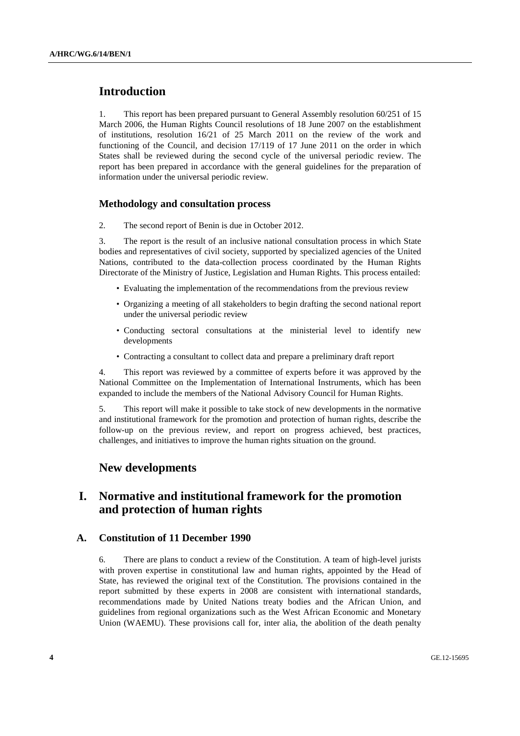## Introduction

1. This report has been prepared pursuant to General Assembly resolution 60/251 of 15 March 2006, the Human Rights Council resolutions of 18 June 2007 on the establishment of institutions, resolution 16/21 of 25 March 2011 on the review of the work and functioning of the Council, and decision 17/119 of 17 June 2011 on the order in which States shall be reviewed during the second cycle of the universal periodic review. The report has been prepared in accordance with the general guidelines for the preparation of information under the universal periodic review.

### Methodology and consultation process

2. The second report of Benin is due in October 2012.

3. The report is the result of an inclusive national consultation process in which State bodies and representatives of civil society, supported by specialized agencies of the United Nations, contributed to the data-collection process coordinated by the Human Rights Directorate of the Ministry of Justice, Legislation and Human Rights. This process entailed:

- Evaluating the implementation of the recommendations from the previous review
- Organizing a meeting of all stakeholders to begin drafting the second national report under the universal periodic review
- Conducting sectoral consultations at the ministerial level to identify new developments
- Contracting a consultant to collect data and prepare a preliminary draft report

4. This report was reviewed by a committee of experts before it was approved by the National Committee on the Implementation of International Instruments, which has been expanded to include the members of the National Advisory Council for Human Rights.

5. This report will make it possible to take stock of new developments in the normative and institutional framework for the promotion and protection of human rights, describe the follow-up on the previous review, and report on progress achieved, best practices, challenges, and initiatives to improve the human rights situation on the ground.

## New developments

## I. Normative and institutional framework for the promotion and protection of human rights

### A. Constitution of 11 December 1990

6. There are plans to conduct a review of the Constitution. A team of high-level jurists with proven expertise in constitutional law and human rights, appointed by the Head of State, has reviewed the original text of the Constitution. The provisions contained in the report submitted by these experts in 2008 are consistent with international standards, recommendations made by United Nations treaty bodies and the African Union, and guidelines from regional organizations such as the West African Economic and Monetary Union (WAEMU). These provisions call for, inter alia, the abolition of the death penalty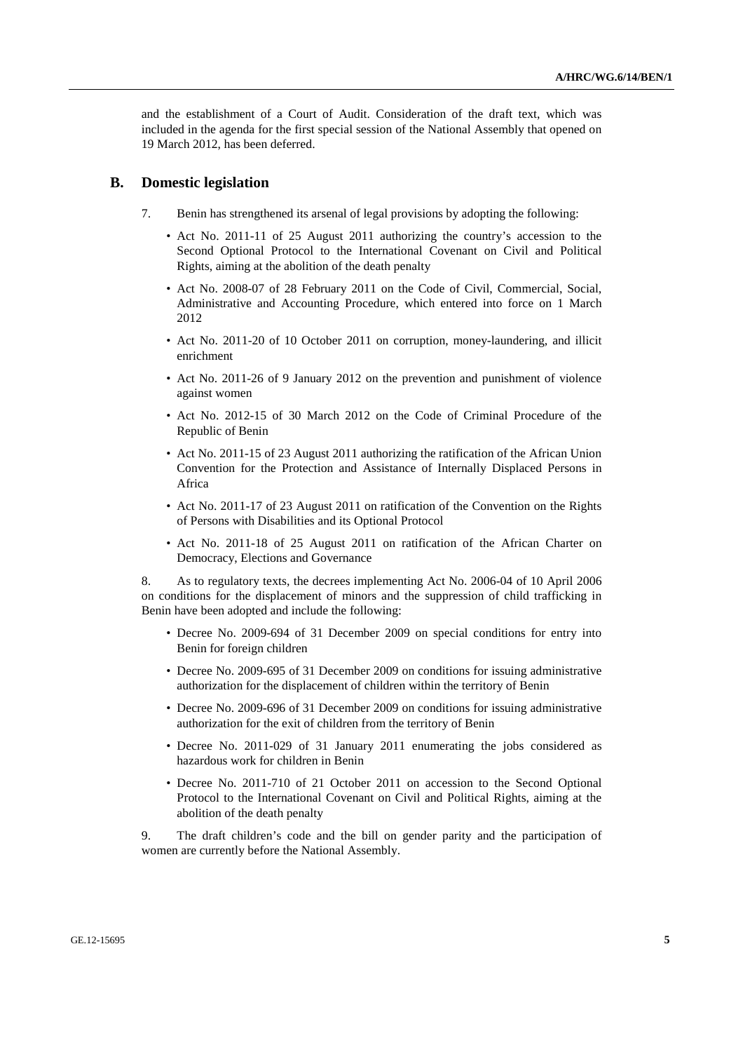and the establishment of a Court of Audit. Consideration of the draft text, which was included in the agenda for the first special session of the National Assembly that opened on 19 March 2012, has been deferred.

## B. Domestic legislation

7. Benin has strengthened its arsenal of legal provisions by adopting the following:

- Act No. 2011-11 of 25 August 2011 authorizing the country's accession to the Second Optional Protocol to the International Covenant on Civil and Political Rights, aiming at the abolition of the death penalty
- Act No. 2008-07 of 28 February 2011 on the Code of Civil, Commercial, Social, Administrative and Accounting Procedure, which entered into force on 1 March 2012
- Act No. 2011-20 of 10 October 2011 on corruption, money-laundering, and illicit enrichment
- Act No. 2011-26 of 9 January 2012 on the prevention and punishment of violence against women
- Act No. 2012-15 of 30 March 2012 on the Code of Criminal Procedure of the Republic of Benin
- Act No. 2011-15 of 23 August 2011 authorizing the ratification of the African Union Convention for the Protection and Assistance of Internally Displaced Persons in Africa
- Act No. 2011-17 of 23 August 2011 on ratification of the Convention on the Rights of Persons with Disabilities and its Optional Protocol
- Act No. 2011-18 of 25 August 2011 on ratification of the African Charter on Democracy, Elections and Governance

8. As to regulatory texts, the decrees implementing Act No. 2006-04 of 10 April 2006 on conditions for the displacement of minors and the suppression of child trafficking in Benin have been adopted and include the following:

- Decree No. 2009-694 of 31 December 2009 on special conditions for entry into Benin for foreign children
- Decree No. 2009-695 of 31 December 2009 on conditions for issuing administrative authorization for the displacement of children within the territory of Benin
- Decree No. 2009-696 of 31 December 2009 on conditions for issuing administrative authorization for the exit of children from the territory of Benin
- Decree No. 2011-029 of 31 January 2011 enumerating the jobs considered as hazardous work for children in Benin
- Decree No. 2011-710 of 21 October 2011 on accession to the Second Optional Protocol to the International Covenant on Civil and Political Rights, aiming at the abolition of the death penalty

9. The draft children's code and the bill on gender parity and the participation of women are currently before the National Assembly.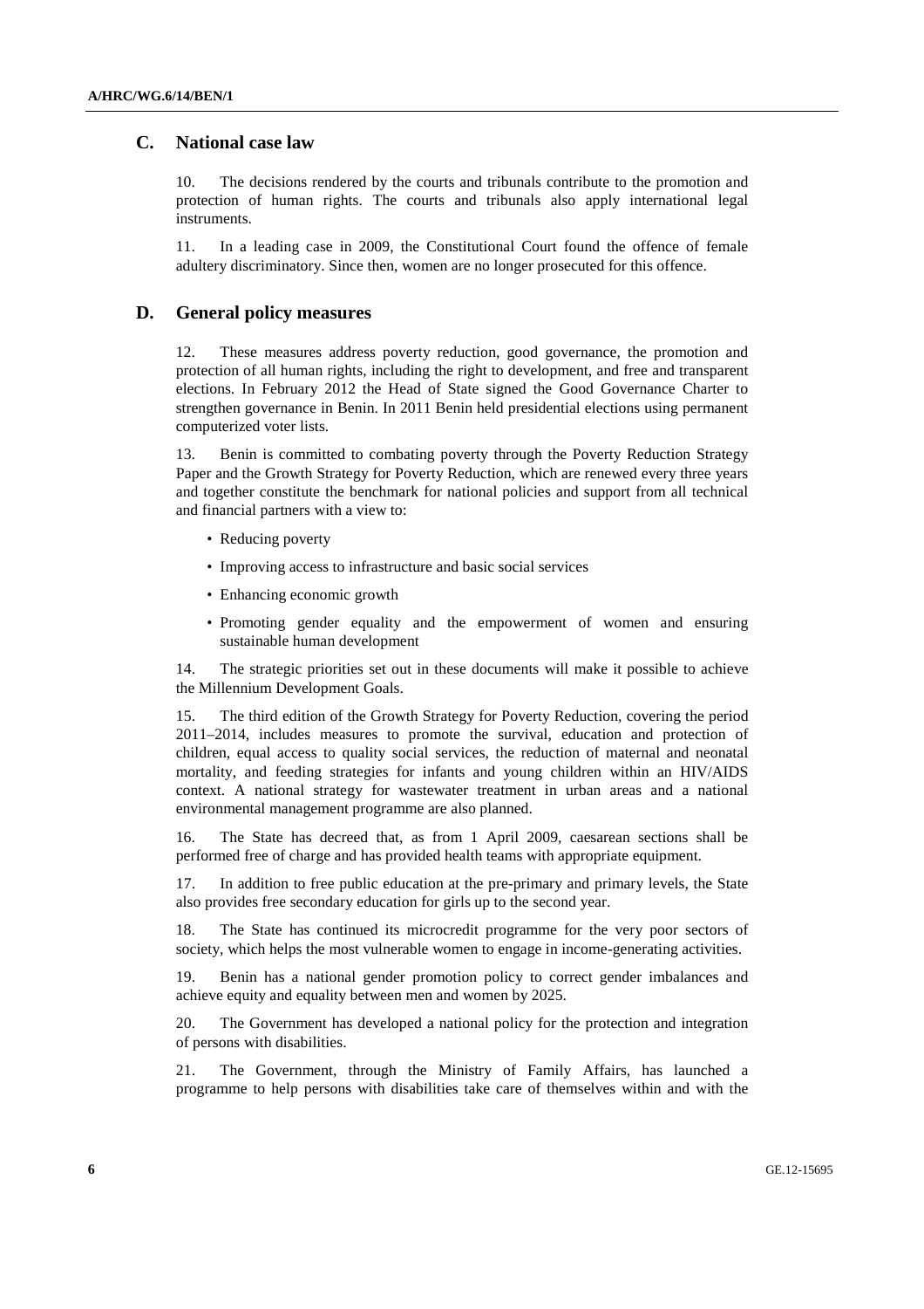## C. National case law

10. The decisions rendered by the courts and tribunals contribute to the promotion and protection of human rights. The courts and tribunals also apply international legal instruments.

11. In a leading case in 2009, the Constitutional Court found the offence of female adultery discriminatory. Since then, women are no longer prosecuted for this offence.

## D. General policy measures

12. These measures address poverty reduction, good governance, the promotion and protection of all human rights, including the right to development, and free and transparent elections. In February 2012 the Head of State signed the Good Governance Charter to strengthen governance in Benin. In 2011 Benin held presidential elections using permanent computerized voter lists.

13. Benin is committed to combating poverty through the Poverty Reduction Strategy Paper and the Growth Strategy for Poverty Reduction, which are renewed every three years and together constitute the benchmark for national policies and support from all technical and financial partners with a view to:

- Reducing poverty
- Improving access to infrastructure and basic social services
- Enhancing economic growth
- Promoting gender equality and the empowerment of women and ensuring sustainable human development

14. The strategic priorities set out in these documents will make it possible to achieve the Millennium Development Goals.

15. The third edition of the Growth Strategy for Poverty Reduction, covering the period 2011–2014, includes measures to promote the survival, education and protection of children, equal access to quality social services, the reduction of maternal and neonatal mortality, and feeding strategies for infants and young children within an HIV/AIDS context. A national strategy for wastewater treatment in urban areas and a national environmental management programme are also planned.

16. The State has decreed that, as from 1 April 2009, caesarean sections shall be performed free of charge and has provided health teams with appropriate equipment.

17. In addition to free public education at the pre-primary and primary levels, the State also provides free secondary education for girls up to the second year.

18. The State has continued its microcredit programme for the very poor sectors of society, which helps the most vulnerable women to engage in income-generating activities.

19. Benin has a national gender promotion policy to correct gender imbalances and achieve equity and equality between men and women by 2025.

20. The Government has developed a national policy for the protection and integration of persons with disabilities.

21. The Government, through the Ministry of Family Affairs, has launched a programme to help persons with disabilities take care of themselves within and with the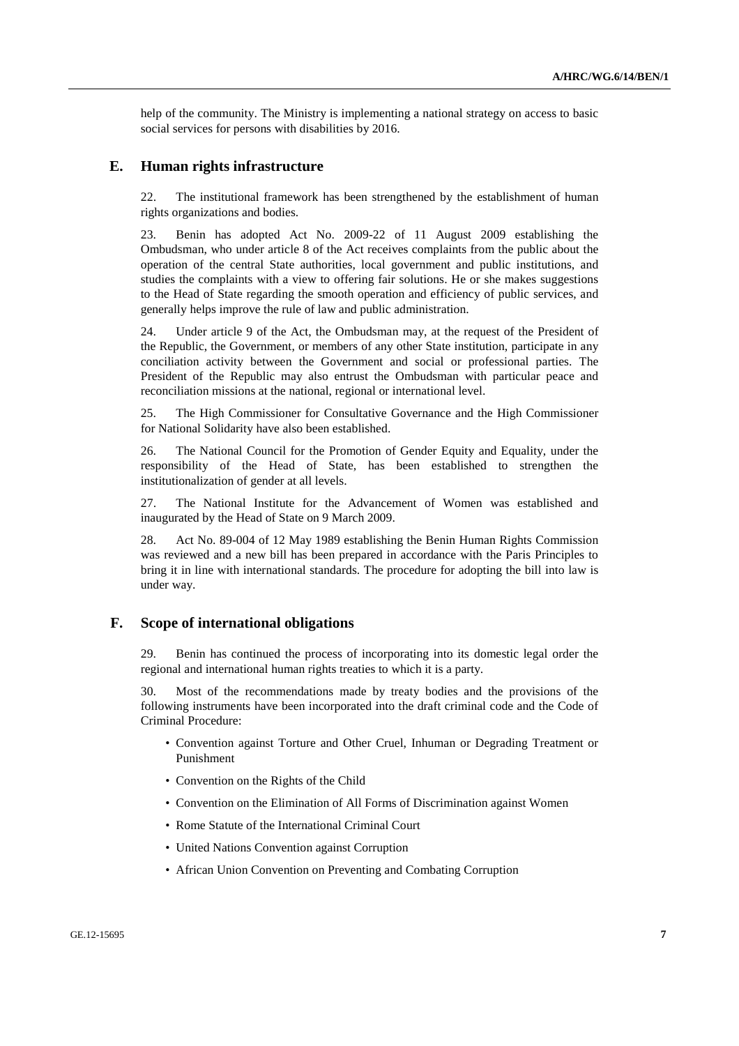help of the community. The Ministry is implementing a national strategy on access to basic social services for persons with disabilities by 2016.

## E. Human rights infrastructure

22. The institutional framework has been strengthened by the establishment of human rights organizations and bodies.

23. Benin has adopted Act No. 2009-22 of 11 August 2009 establishing the Ombudsman, who under article 8 of the Act receives complaints from the public about the operation of the central State authorities, local government and public institutions, and studies the complaints with a view to offering fair solutions. He or she makes suggestions to the Head of State regarding the smooth operation and efficiency of public services, and generally helps improve the rule of law and public administration.

24. Under article 9 of the Act, the Ombudsman may, at the request of the President of the Republic, the Government, or members of any other State institution, participate in any conciliation activity between the Government and social or professional parties. The President of the Republic may also entrust the Ombudsman with particular peace and reconciliation missions at the national, regional or international level.

25. The High Commissioner for Consultative Governance and the High Commissioner for National Solidarity have also been established.

26. The National Council for the Promotion of Gender Equity and Equality, under the responsibility of the Head of State, has been established to strengthen the institutionalization of gender at all levels.

27. The National Institute for the Advancement of Women was established and inaugurated by the Head of State on 9 March 2009.

28. Act No. 89-004 of 12 May 1989 establishing the Benin Human Rights Commission was reviewed and a new bill has been prepared in accordance with the Paris Principles to bring it in line with international standards. The procedure for adopting the bill into law is under way.

## F. Scope of international obligations

29. Benin has continued the process of incorporating into its domestic legal order the regional and international human rights treaties to which it is a party.

30. Most of the recommendations made by treaty bodies and the provisions of the following instruments have been incorporated into the draft criminal code and the Code of Criminal Procedure:

- Convention against Torture and Other Cruel, Inhuman or Degrading Treatment or Punishment
- Convention on the Rights of the Child
- Convention on the Elimination of All Forms of Discrimination against Women
- Rome Statute of the International Criminal Court
- United Nations Convention against Corruption
- African Union Convention on Preventing and Combating Corruption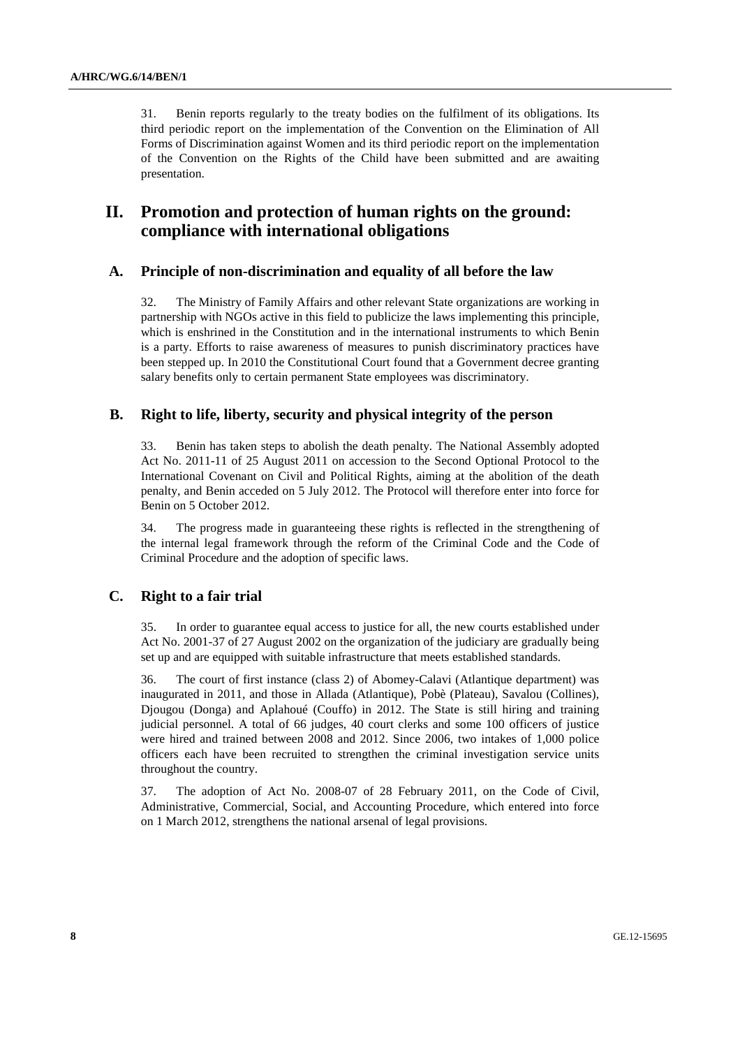31. Benin reports regularly to the treaty bodies on the fulfilment of its obligations. Its third periodic report on the implementation of the Convention on the Elimination of All Forms of Discrimination against Women and its third periodic report on the implementation of the Convention on the Rights of the Child have been submitted and are awaiting presentation.

# II. Promotion and protection of human rights on the ground: compliance with international obligations

## A. Principle of non-discrimination and equality of all before the law

32. The Ministry of Family Affairs and other relevant State organizations are working in partnership with NGOs active in this field to publicize the laws implementing this principle, which is enshrined in the Constitution and in the international instruments to which Benin is a party. Efforts to raise awareness of measures to punish discriminatory practices have been stepped up. In 2010 the Constitutional Court found that a Government decree granting salary benefits only to certain permanent State employees was discriminatory.

## B. Right to life, liberty, security and physical integrity of the person

33. Benin has taken steps to abolish the death penalty. The National Assembly adopted Act No. 2011-11 of 25 August 2011 on accession to the Second Optional Protocol to the International Covenant on Civil and Political Rights, aiming at the abolition of the death penalty, and Benin acceded on 5 July 2012. The Protocol will therefore enter into force for Benin on 5 October 2012.

34. The progress made in guaranteeing these rights is reflected in the strengthening of the internal legal framework through the reform of the Criminal Code and the Code of Criminal Procedure and the adoption of specific laws.

## C. Right to a fair trial

35. In order to guarantee equal access to justice for all, the new courts established under Act No. 2001-37 of 27 August 2002 on the organization of the judiciary are gradually being set up and are equipped with suitable infrastructure that meets established standards.

36. The court of first instance (class 2) of Abomey-Calavi (Atlantique department) was inaugurated in 2011, and those in Allada (Atlantique), Pobè (Plateau), Savalou (Collines), Djougou (Donga) and Aplahoué (Couffo) in 2012. The State is still hiring and training judicial personnel. A total of 66 judges, 40 court clerks and some 100 officers of justice were hired and trained between 2008 and 2012. Since 2006, two intakes of 1,000 police officers each have been recruited to strengthen the criminal investigation service units throughout the country.

37. The adoption of Act No. 2008-07 of 28 February 2011, on the Code of Civil, Administrative, Commercial, Social, and Accounting Procedure, which entered into force on 1 March 2012, strengthens the national arsenal of legal provisions.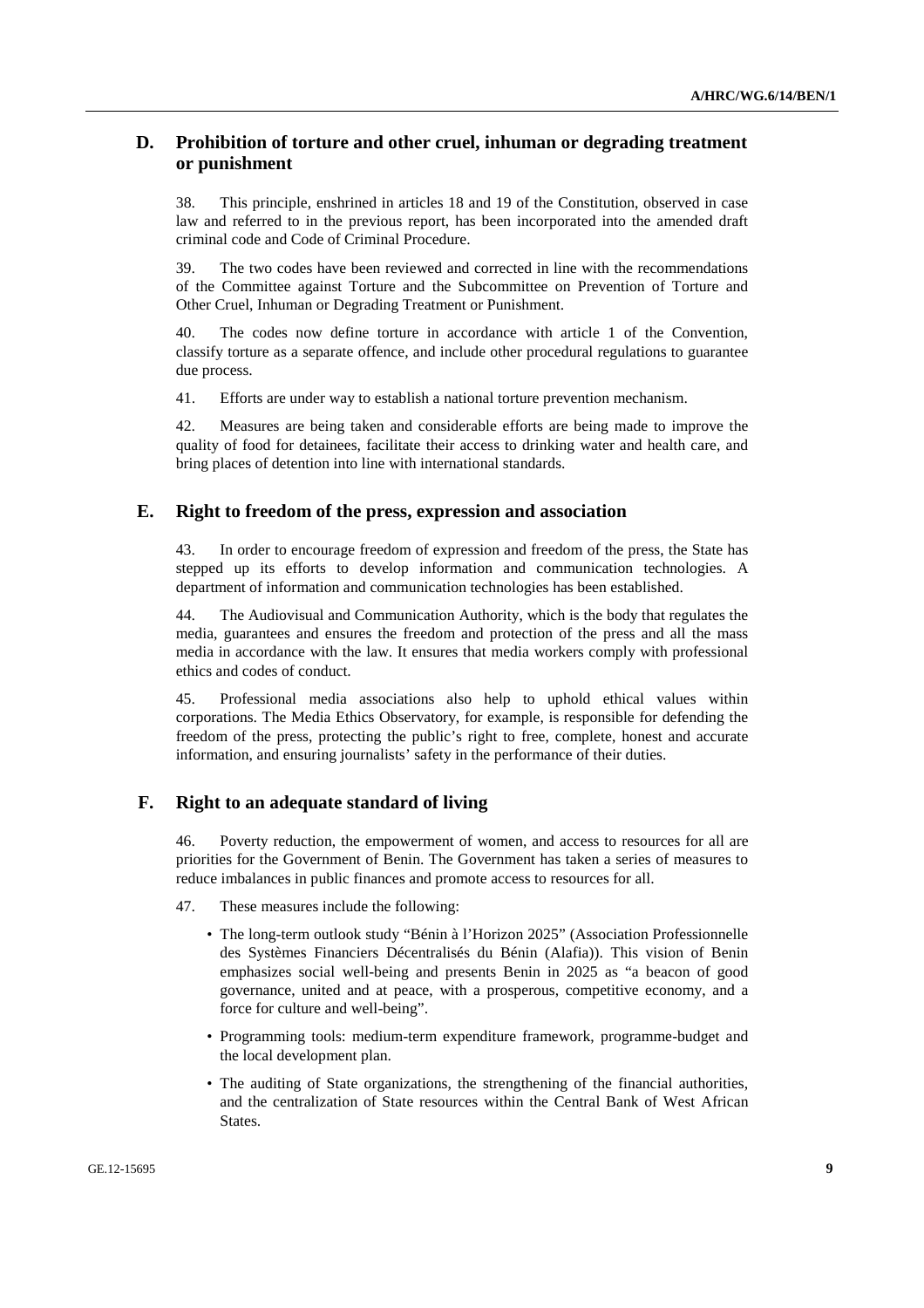## D. Prohibition of torture and other cruel, inhuman or degrading treatment or punishment

38. This principle, enshrined in articles 18 and 19 of the Constitution, observed in case law and referred to in the previous report, has been incorporated into the amended draft criminal code and Code of Criminal Procedure.

39. The two codes have been reviewed and corrected in line with the recommendations of the Committee against Torture and the Subcommittee on Prevention of Torture and Other Cruel, Inhuman or Degrading Treatment or Punishment.

40. The codes now define torture in accordance with article 1 of the Convention, classify torture as a separate offence, and include other procedural regulations to guarantee due process.

41. Efforts are under way to establish a national torture prevention mechanism.

42. Measures are being taken and considerable efforts are being made to improve the quality of food for detainees, facilitate their access to drinking water and health care, and bring places of detention into line with international standards.

## E. Right to freedom of the press, expression and association

43. In order to encourage freedom of expression and freedom of the press, the State has stepped up its efforts to develop information and communication technologies. A department of information and communication technologies has been established.

44. The Audiovisual and Communication Authority, which is the body that regulates the media, guarantees and ensures the freedom and protection of the press and all the mass media in accordance with the law. It ensures that media workers comply with professional ethics and codes of conduct.

45. Professional media associations also help to uphold ethical values within corporations. The Media Ethics Observatory, for example, is responsible for defending the freedom of the press, protecting the public's right to free, complete, honest and accurate information, and ensuring journalists' safety in the performance of their duties.

## F. Right to an adequate standard of living

46. Poverty reduction, the empowerment of women, and access to resources for all are priorities for the Government of Benin. The Government has taken a series of measures to reduce imbalances in public finances and promote access to resources for all.

47. These measures include the following:

- The long-term outlook study "Bénin à l'Horizon 2025" (Association Professionnelle des Systèmes Financiers Décentralisés du Bénin (Alafia)). This vision of Benin emphasizes social well-being and presents Benin in 2025 as "a beacon of good governance, united and at peace, with a prosperous, competitive economy, and a force for culture and well-being".
- Programming tools: medium-term expenditure framework, programme-budget and the local development plan.
- The auditing of State organizations, the strengthening of the financial authorities, and the centralization of State resources within the Central Bank of West African States.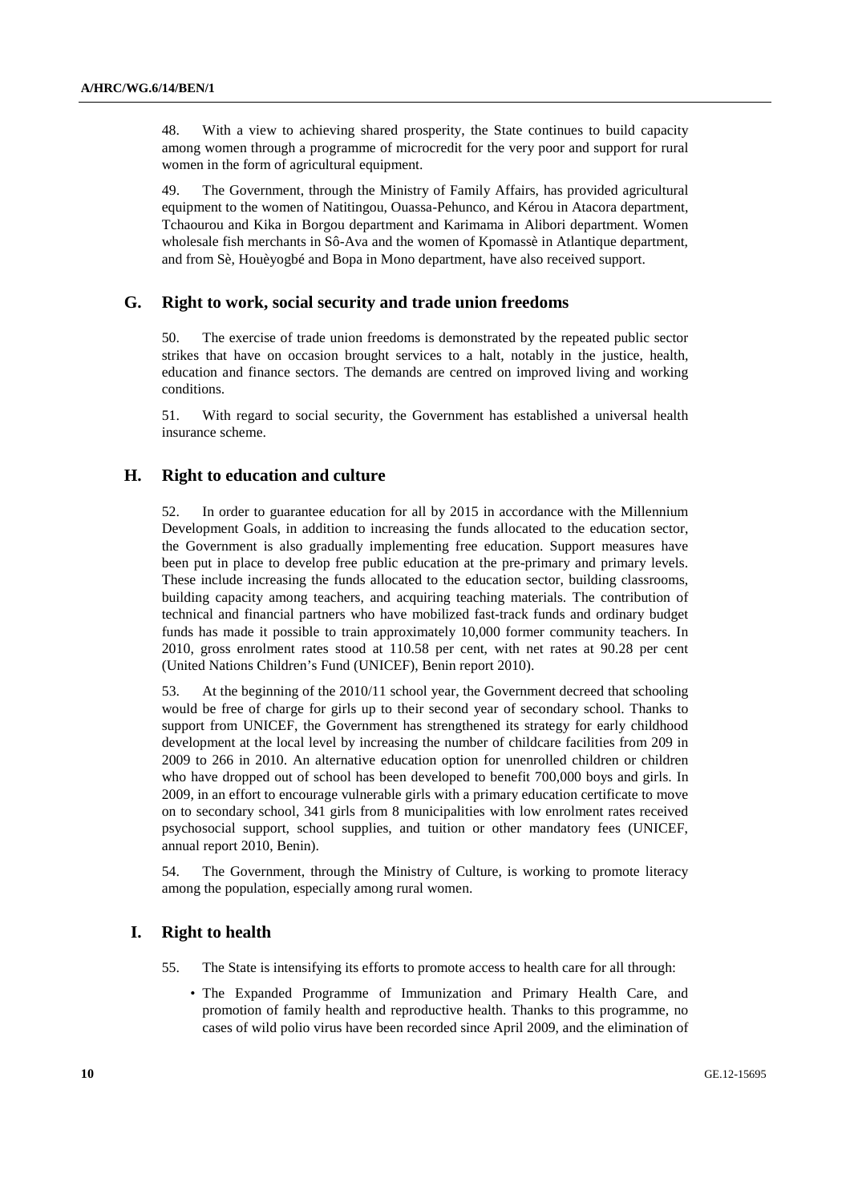48. With a view to achieving shared prosperity, the State continues to build capacity among women through a programme of microcredit for the very poor and support for rural women in the form of agricultural equipment.

49. The Government, through the Ministry of Family Affairs, has provided agricultural equipment to the women of Natitingou, Ouassa-Pehunco, and Kérou in Atacora department, Tchaourou and Kika in Borgou department and Karimama in Alibori department. Women wholesale fish merchants in Sô-Ava and the women of Kpomassè in Atlantique department, and from Sè, Houèyogbé and Bopa in Mono department, have also received support.

## G. Right to work, social security and trade union freedoms

50. The exercise of trade union freedoms is demonstrated by the repeated public sector strikes that have on occasion brought services to a halt, notably in the justice, health, education and finance sectors. The demands are centred on improved living and working conditions.

51. With regard to social security, the Government has established a universal health insurance scheme.

## H. Right to education and culture

52. In order to guarantee education for all by 2015 in accordance with the Millennium Development Goals, in addition to increasing the funds allocated to the education sector, the Government is also gradually implementing free education. Support measures have been put in place to develop free public education at the pre-primary and primary levels. These include increasing the funds allocated to the education sector, building classrooms, building capacity among teachers, and acquiring teaching materials. The contribution of technical and financial partners who have mobilized fast-track funds and ordinary budget funds has made it possible to train approximately 10,000 former community teachers. In 2010, gross enrolment rates stood at 110.58 per cent, with net rates at 90.28 per cent (United Nations Children's Fund (UNICEF), Benin report 2010).

53. At the beginning of the 2010/11 school year, the Government decreed that schooling would be free of charge for girls up to their second year of secondary school. Thanks to support from UNICEF, the Government has strengthened its strategy for early childhood development at the local level by increasing the number of childcare facilities from 209 in 2009 to 266 in 2010. An alternative education option for unenrolled children or children who have dropped out of school has been developed to benefit 700,000 boys and girls. In 2009, in an effort to encourage vulnerable girls with a primary education certificate to move on to secondary school, 341 girls from 8 municipalities with low enrolment rates received psychosocial support, school supplies, and tuition or other mandatory fees (UNICEF, annual report 2010, Benin).

54. The Government, through the Ministry of Culture, is working to promote literacy among the population, especially among rural women.

## I. Right to health

55. The State is intensifying its efforts to promote access to health care for all through:

- The Expanded Programme of Immunization and Primary Health Care, and promotion of family health and reproductive health. Thanks to this programme, no cases of wild polio virus have been recorded since April 2009, and the elimination of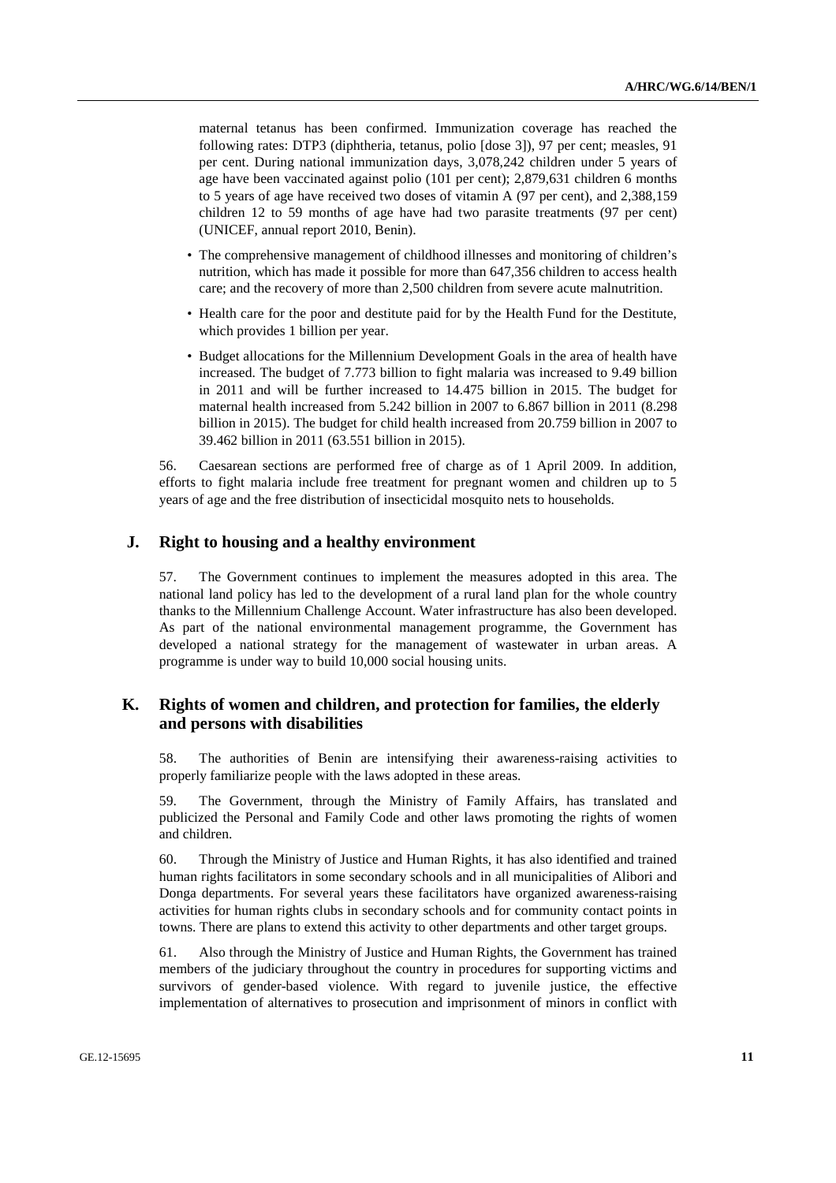maternal tetanus has been confirmed. Immunization coverage has reached the following rates: DTP3 (diphtheria, tetanus, polio [dose 3]), 97 per cent; measles, 91 per cent. During national immunization days, 3,078,242 children under 5 years of age have been vaccinated against polio (101 per cent); 2,879,631 children 6 months to 5 years of age have received two doses of vitamin A (97 per cent), and 2,388,159 children 12 to 59 months of age have had two parasite treatments (97 per cent) (UNICEF, annual report 2010, Benin).

- The comprehensive management of childhood illnesses and monitoring of children's nutrition, which has made it possible for more than 647,356 children to access health care; and the recovery of more than 2,500 children from severe acute malnutrition.
- Health care for the poor and destitute paid for by the Health Fund for the Destitute, which provides 1 billion per year.
- Budget allocations for the Millennium Development Goals in the area of health have increased. The budget of 7.773 billion to fight malaria was increased to 9.49 billion in 2011 and will be further increased to 14.475 billion in 2015. The budget for maternal health increased from 5.242 billion in 2007 to 6.867 billion in 2011 (8.298 billion in 2015). The budget for child health increased from 20.759 billion in 2007 to 39.462 billion in 2011 (63.551 billion in 2015).

56. Caesarean sections are performed free of charge as of 1 April 2009. In addition, efforts to fight malaria include free treatment for pregnant women and children up to 5 years of age and the free distribution of insecticidal mosquito nets to households.

## J. Right to housing and a healthy environment

57. The Government continues to implement the measures adopted in this area. The national land policy has led to the development of a rural land plan for the whole country thanks to the Millennium Challenge Account. Water infrastructure has also been developed. As part of the national environmental management programme, the Government has developed a national strategy for the management of wastewater in urban areas. A programme is under way to build 10,000 social housing units.

## K. Rights of women and children, and protection for families, the elderly and persons with disabilities

58. The authorities of Benin are intensifying their awareness-raising activities to properly familiarize people with the laws adopted in these areas.

59. The Government, through the Ministry of Family Affairs, has translated and publicized the Personal and Family Code and other laws promoting the rights of women and children.

60. Through the Ministry of Justice and Human Rights, it has also identified and trained human rights facilitators in some secondary schools and in all municipalities of Alibori and Donga departments. For several years these facilitators have organized awareness-raising activities for human rights clubs in secondary schools and for community contact points in towns. There are plans to extend this activity to other departments and other target groups.

61. Also through the Ministry of Justice and Human Rights, the Government has trained members of the judiciary throughout the country in procedures for supporting victims and survivors of gender-based violence. With regard to juvenile justice, the effective implementation of alternatives to prosecution and imprisonment of minors in conflict with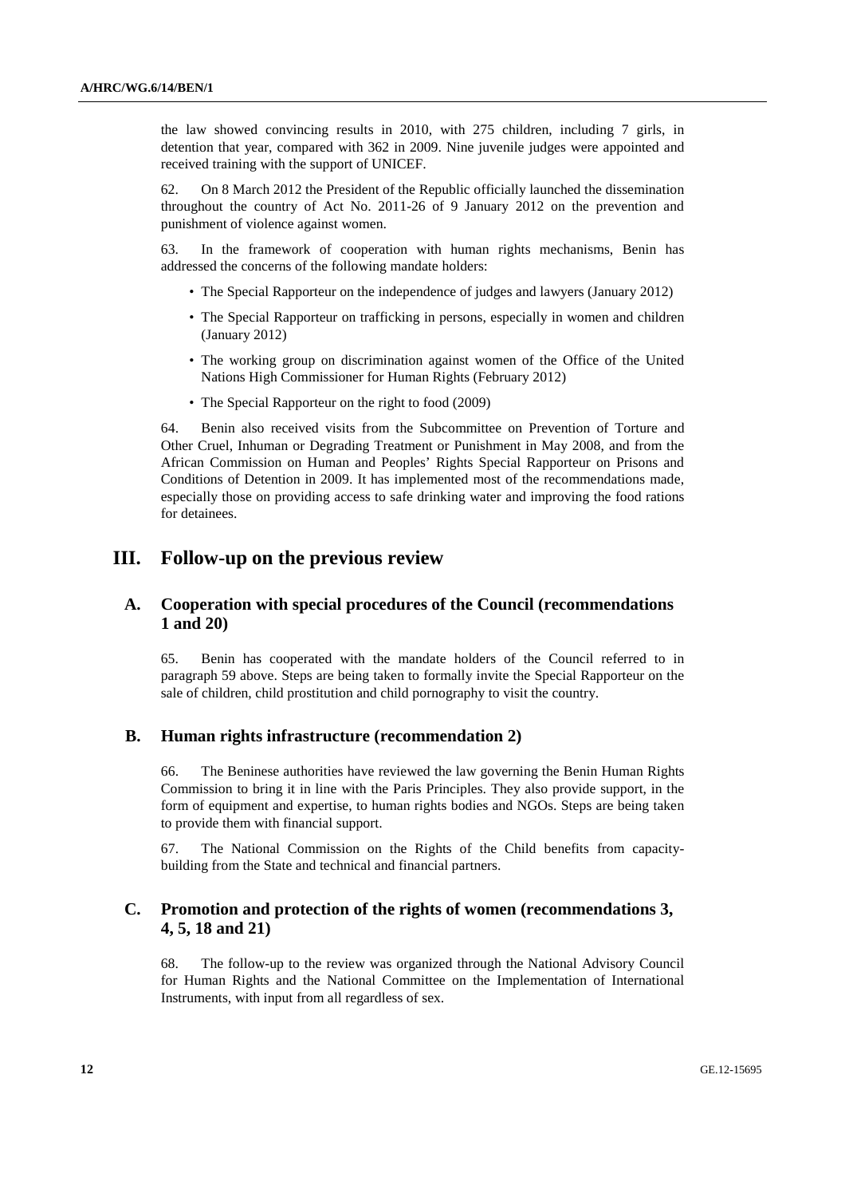the law showed convincing results in 2010, with 275 children, including 7 girls, in detention that year, compared with 362 in 2009. Nine juvenile judges were appointed and received training with the support of UNICEF.

62. On 8 March 2012 the President of the Republic officially launched the dissemination throughout the country of Act No. 2011-26 of 9 January 2012 on the prevention and punishment of violence against women.

63. In the framework of cooperation with human rights mechanisms, Benin has addressed the concerns of the following mandate holders:

- The Special Rapporteur on the independence of judges and lawyers (January 2012)
- The Special Rapporteur on trafficking in persons, especially in women and children (January 2012)
- The working group on discrimination against women of the Office of the United Nations High Commissioner for Human Rights (February 2012)
- The Special Rapporteur on the right to food (2009)

64. Benin also received visits from the Subcommittee on Prevention of Torture and Other Cruel, Inhuman or Degrading Treatment or Punishment in May 2008, and from the African Commission on Human and Peoples' Rights Special Rapporteur on Prisons and Conditions of Detention in 2009. It has implemented most of the recommendations made, especially those on providing access to safe drinking water and improving the food rations for detainees.

# III. Follow-up on the previous review

## A. Cooperation with special procedures of the Council (recommendations 1 and 20)

65. Benin has cooperated with the mandate holders of the Council referred to in paragraph 59 above. Steps are being taken to formally invite the Special Rapporteur on the sale of children, child prostitution and child pornography to visit the country.

## B. Human rights infrastructure (recommendation 2)

66. The Beninese authorities have reviewed the law governing the Benin Human Rights Commission to bring it in line with the Paris Principles. They also provide support, in the form of equipment and expertise, to human rights bodies and NGOs. Steps are being taken to provide them with financial support.

67. The National Commission on the Rights of the Child benefits from capacity-building from the State and technical and financial partners.

## C. Promotion and protection of the rights of women (recommendations 3, 4, 5, 18 and 21)

68. The follow-up to the review was organized through the National Advisory Council for Human Rights and the National Committee on the Implementation of International Instruments, with input from all regardless of sex.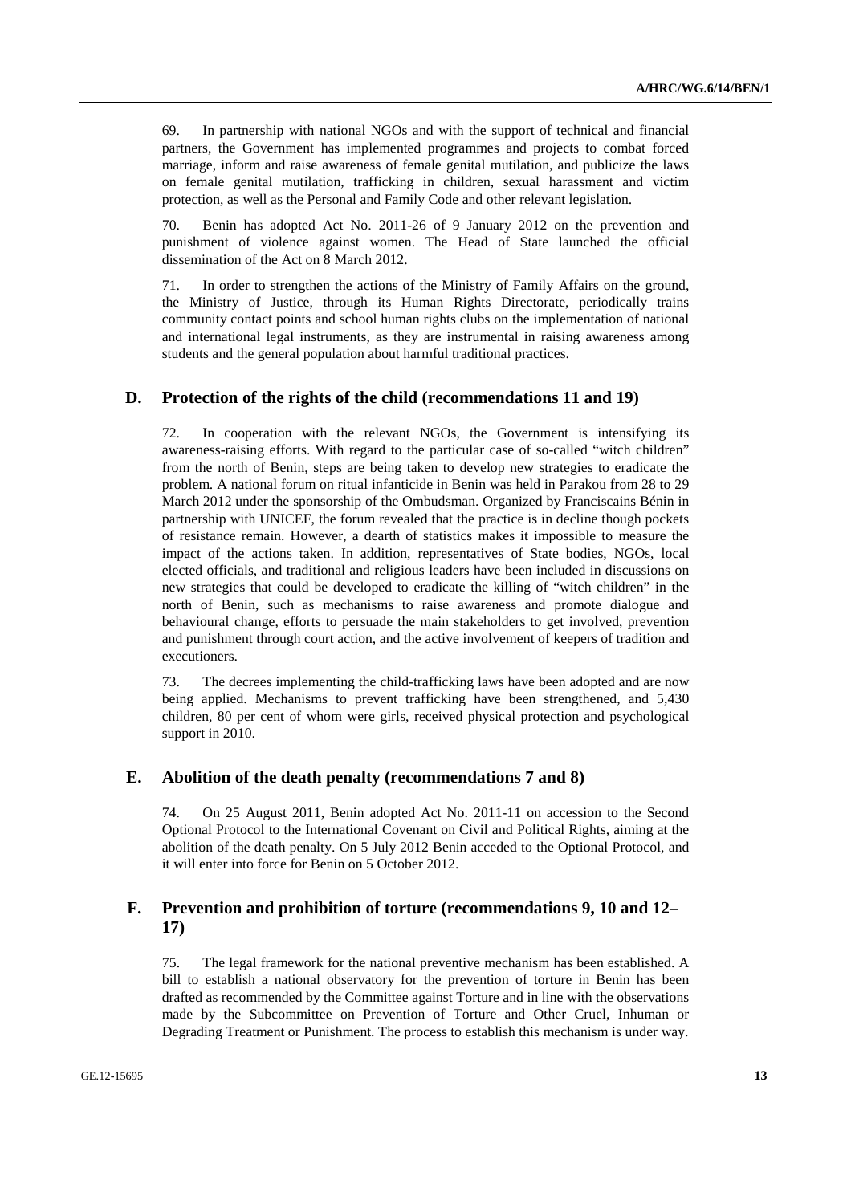69. In partnership with national NGOs and with the support of technical and financial partners, the Government has implemented programmes and projects to combat forced marriage, inform and raise awareness of female genital mutilation, and publicize the laws on female genital mutilation, trafficking in children, sexual harassment and victim protection, as well as the Personal and Family Code and other relevant legislation.

70. Benin has adopted Act No. 2011-26 of 9 January 2012 on the prevention and punishment of violence against women. The Head of State launched the official dissemination of the Act on 8 March 2012.

71. In order to strengthen the actions of the Ministry of Family Affairs on the ground, the Ministry of Justice, through its Human Rights Directorate, periodically trains community contact points and school human rights clubs on the implementation of national and international legal instruments, as they are instrumental in raising awareness among students and the general population about harmful traditional practices.

## D. Protection of the rights of the child (recommendations 11 and 19)

72. In cooperation with the relevant NGOs, the Government is intensifying its awareness-raising efforts. With regard to the particular case of so-called "witch children" from the north of Benin, steps are being taken to develop new strategies to eradicate the problem. A national forum on ritual infanticide in Benin was held in Parakou from 28 to 29 March 2012 under the sponsorship of the Ombudsman. Organized by Franciscains Bénin in partnership with UNICEF, the forum revealed that the practice is in decline though pockets of resistance remain. However, a dearth of statistics makes it impossible to measure the impact of the actions taken. In addition, representatives of State bodies, NGOs, local elected officials, and traditional and religious leaders have been included in discussions on new strategies that could be developed to eradicate the killing of "witch children" in the north of Benin, such as mechanisms to raise awareness and promote dialogue and behavioural change, efforts to persuade the main stakeholders to get involved, prevention and punishment through court action, and the active involvement of keepers of tradition and executioners.

73. The decrees implementing the child-trafficking laws have been adopted and are now being applied. Mechanisms to prevent trafficking have been strengthened, and 5,430 children, 80 per cent of whom were girls, received physical protection and psychological support in 2010.

## E. Abolition of the death penalty (recommendations 7 and 8)

74. On 25 August 2011, Benin adopted Act No. 2011-11 on accession to the Second Optional Protocol to the International Covenant on Civil and Political Rights, aiming at the abolition of the death penalty. On 5 July 2012 Benin acceded to the Optional Protocol, and it will enter into force for Benin on 5 October 2012.

## F. Prevention and prohibition of torture (recommendations 9, 10 and 12–17)

75. The legal framework for the national preventive mechanism has been established. A bill to establish a national observatory for the prevention of torture in Benin has been drafted as recommended by the Committee against Torture and in line with the observations made by the Subcommittee on Prevention of Torture and Other Cruel, Inhuman or Degrading Treatment or Punishment. The process to establish this mechanism is under way.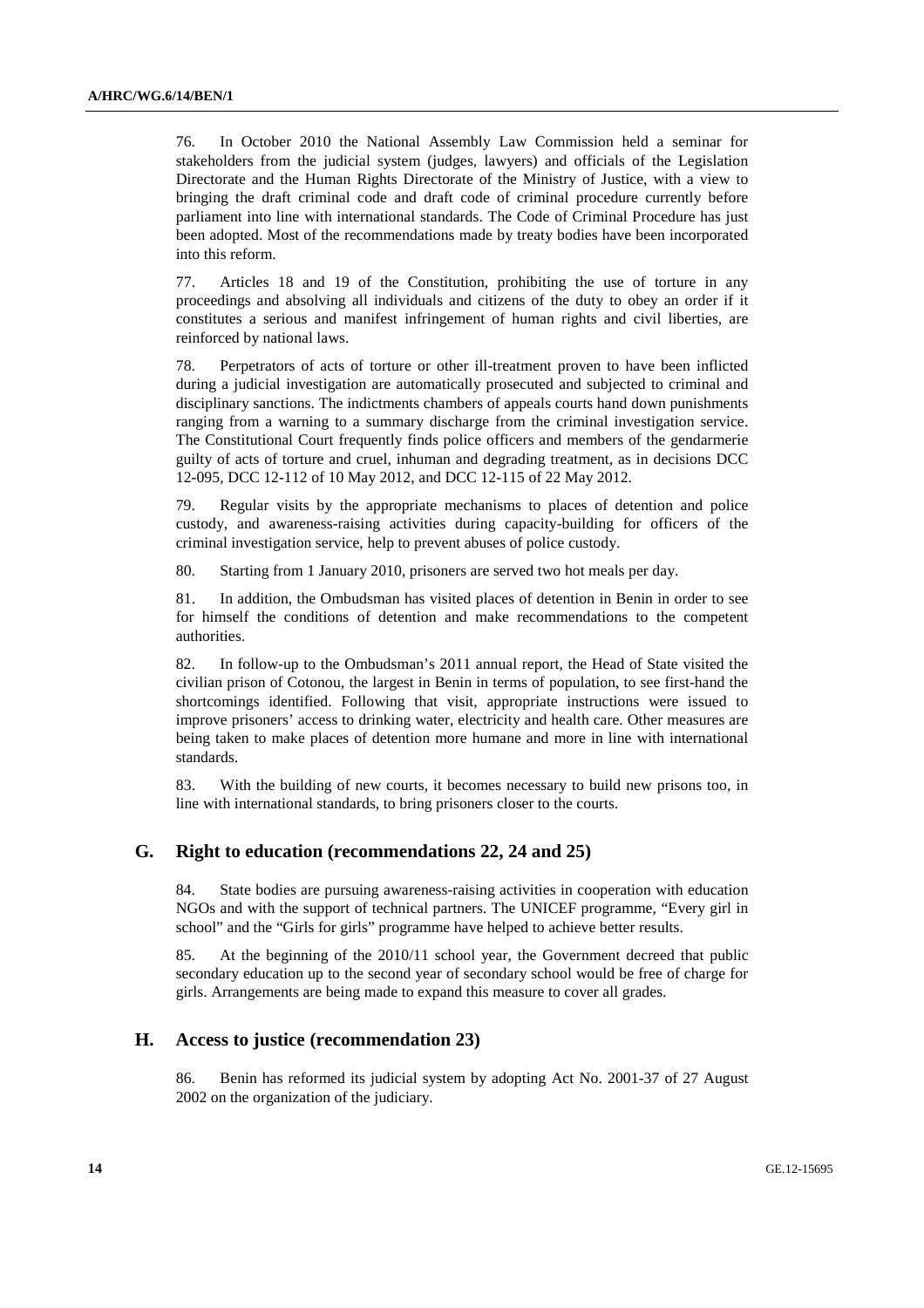76. In October 2010 the National Assembly Law Commission held a seminar for stakeholders from the judicial system (judges, lawyers) and officials of the Legislation Directorate and the Human Rights Directorate of the Ministry of Justice, with a view to bringing the draft criminal code and draft code of criminal procedure currently before parliament into line with international standards. The Code of Criminal Procedure has just been adopted. Most of the recommendations made by treaty bodies have been incorporated into this reform.

77. Articles 18 and 19 of the Constitution, prohibiting the use of torture in any proceedings and absolving all individuals and citizens of the duty to obey an order if it constitutes a serious and manifest infringement of human rights and civil liberties, are reinforced by national laws.

78. Perpetrators of acts of torture or other ill-treatment proven to have been inflicted during a judicial investigation are automatically prosecuted and subjected to criminal and disciplinary sanctions. The indictments chambers of appeals courts hand down punishments ranging from a warning to a summary discharge from the criminal investigation service. The Constitutional Court frequently finds police officers and members of the gendarmerie guilty of acts of torture and cruel, inhuman and degrading treatment, as in decisions DCC 12-095, DCC 12-112 of 10 May 2012, and DCC 12-115 of 22 May 2012.

79. Regular visits by the appropriate mechanisms to places of detention and police custody, and awareness-raising activities during capacity-building for officers of the criminal investigation service, help to prevent abuses of police custody.

80. Starting from 1 January 2010, prisoners are served two hot meals per day.

81. In addition, the Ombudsman has visited places of detention in Benin in order to see for himself the conditions of detention and make recommendations to the competent authorities.

82. In follow-up to the Ombudsman's 2011 annual report, the Head of State visited the civilian prison of Cotonou, the largest in Benin in terms of population, to see first-hand the shortcomings identified. Following that visit, appropriate instructions were issued to improve prisoners' access to drinking water, electricity and health care. Other measures are being taken to make places of detention more humane and more in line with international standards.

83. With the building of new courts, it becomes necessary to build new prisons too, in line with international standards, to bring prisoners closer to the courts.

## G. Right to education (recommendations 22, 24 and 25)

84. State bodies are pursuing awareness-raising activities in cooperation with education NGOs and with the support of technical partners. The UNICEF programme, "Every girl in school" and the "Girls for girls" programme have helped to achieve better results.

85. At the beginning of the 2010/11 school year, the Government decreed that public secondary education up to the second year of secondary school would be free of charge for girls. Arrangements are being made to expand this measure to cover all grades.

## H. Access to justice (recommendation 23)

86. Benin has reformed its judicial system by adopting Act No. 2001-37 of 27 August 2002 on the organization of the judiciary.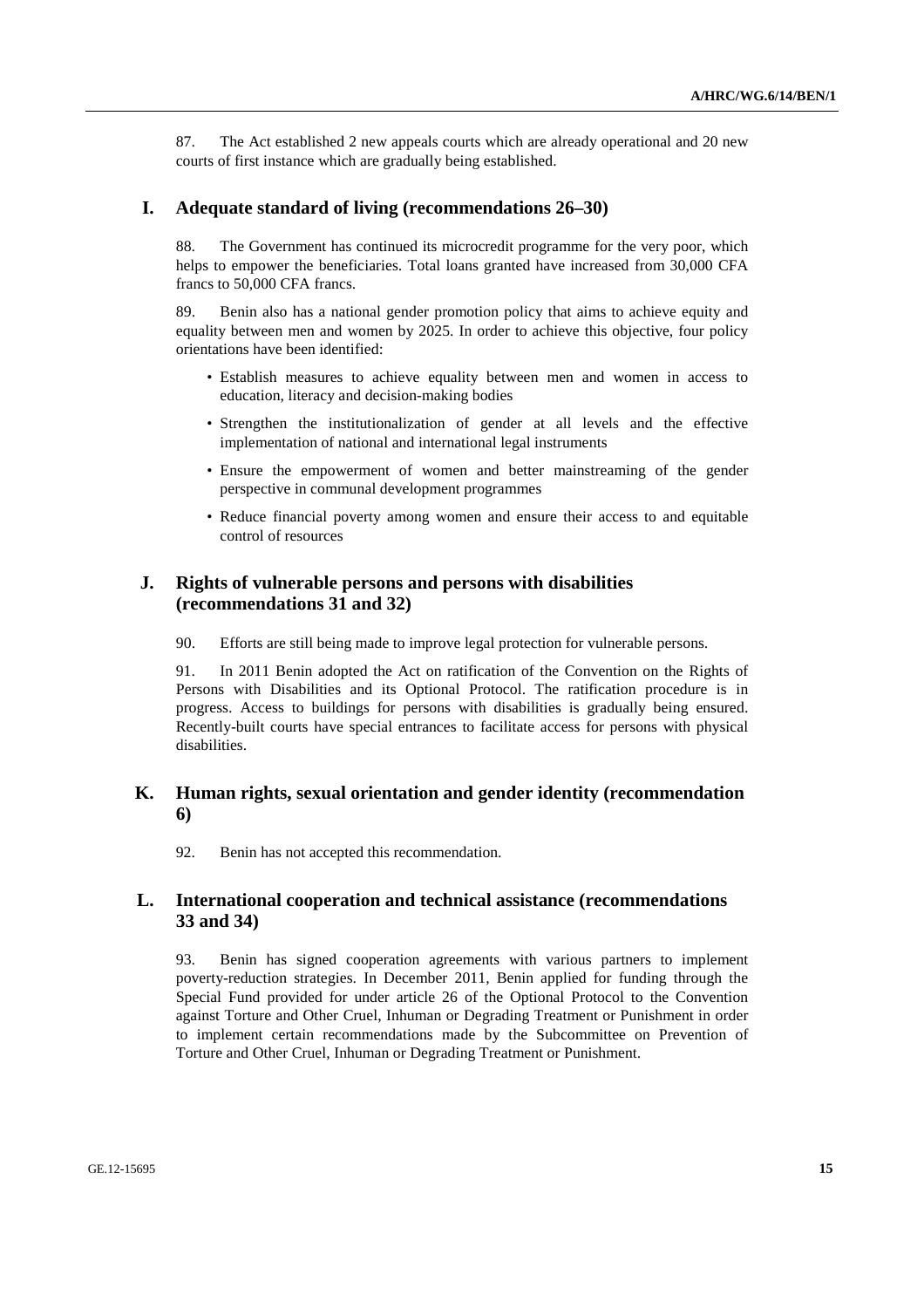87. The Act established 2 new appeals courts which are already operational and 20 new courts of first instance which are gradually being established.

## I. Adequate standard of living (recommendations 26–30)

88. The Government has continued its microcredit programme for the very poor, which helps to empower the beneficiaries. Total loans granted have increased from 30,000 CFA francs to 50,000 CFA francs.

89. Benin also has a national gender promotion policy that aims to achieve equity and equality between men and women by 2025. In order to achieve this objective, four policy orientations have been identified:

- Establish measures to achieve equality between men and women in access to education, literacy and decision-making bodies
- Strengthen the institutionalization of gender at all levels and the effective implementation of national and international legal instruments
- Ensure the empowerment of women and better mainstreaming of the gender perspective in communal development programmes
- Reduce financial poverty among women and ensure their access to and equitable control of resources

## J. Rights of vulnerable persons and persons with disabilities (recommendations 31 and 32)

90. Efforts are still being made to improve legal protection for vulnerable persons.

91. In 2011 Benin adopted the Act on ratification of the Convention on the Rights of Persons with Disabilities and its Optional Protocol. The ratification procedure is in progress. Access to buildings for persons with disabilities is gradually being ensured. Recently-built courts have special entrances to facilitate access for persons with physical disabilities.

## K. Human rights, sexual orientation and gender identity (recommendation 6)

92. Benin has not accepted this recommendation.

## L. International cooperation and technical assistance (recommendations 33 and 34)

93. Benin has signed cooperation agreements with various partners to implement poverty-reduction strategies. In December 2011, Benin applied for funding through the Special Fund provided for under article 26 of the Optional Protocol to the Convention against Torture and Other Cruel, Inhuman or Degrading Treatment or Punishment in order to implement certain recommendations made by the Subcommittee on Prevention of Torture and Other Cruel, Inhuman or Degrading Treatment or Punishment.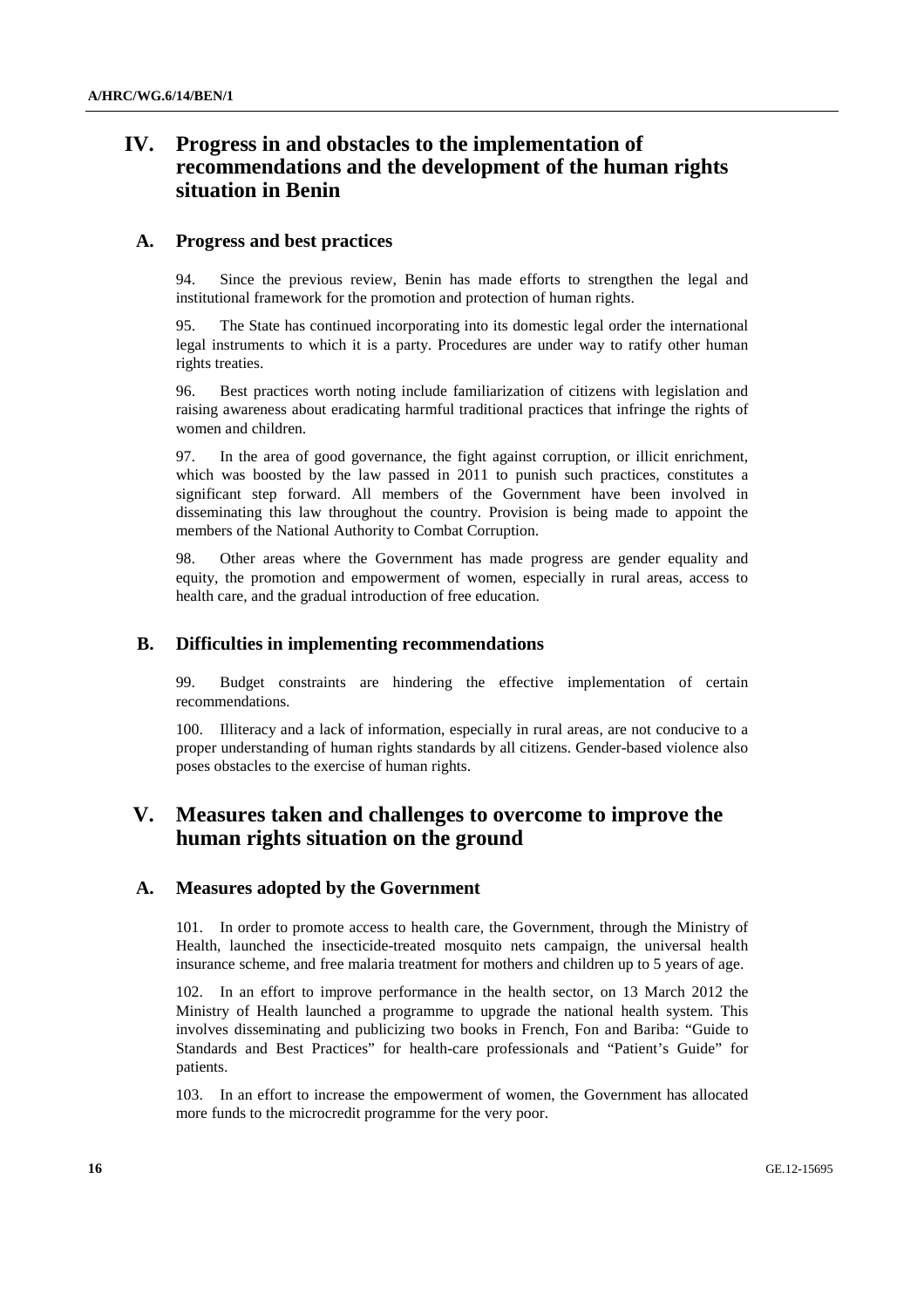# IV. Progress in and obstacles to the implementation of recommendations and the development of the human rights situation in Benin

## A. Progress and best practices

94. Since the previous review, Benin has made efforts to strengthen the legal and institutional framework for the promotion and protection of human rights.

95. The State has continued incorporating into its domestic legal order the international legal instruments to which it is a party. Procedures are under way to ratify other human rights treaties.

96. Best practices worth noting include familiarization of citizens with legislation and raising awareness about eradicating harmful traditional practices that infringe the rights of women and children.

97. In the area of good governance, the fight against corruption, or illicit enrichment, which was boosted by the law passed in 2011 to punish such practices, constitutes a significant step forward. All members of the Government have been involved in disseminating this law throughout the country. Provision is being made to appoint the members of the National Authority to Combat Corruption.

98. Other areas where the Government has made progress are gender equality and equity, the promotion and empowerment of women, especially in rural areas, access to health care, and the gradual introduction of free education.

## B. Difficulties in implementing recommendations

99. Budget constraints are hindering the effective implementation of certain recommendations.

100. Illiteracy and a lack of information, especially in rural areas, are not conducive to a proper understanding of human rights standards by all citizens. Gender-based violence also poses obstacles to the exercise of human rights.

# V. Measures taken and challenges to overcome to improve the human rights situation on the ground

## A. Measures adopted by the Government

101. In order to promote access to health care, the Government, through the Ministry of Health, launched the insecticide-treated mosquito nets campaign, the universal health insurance scheme, and free malaria treatment for mothers and children up to 5 years of age.

102. In an effort to improve performance in the health sector, on 13 March 2012 the Ministry of Health launched a programme to upgrade the national health system. This involves disseminating and publicizing two books in French, Fon and Bariba: "Guide to Standards and Best Practices" for health-care professionals and "Patient's Guide" for patients.

103. In an effort to increase the empowerment of women, the Government has allocated more funds to the microcredit programme for the very poor.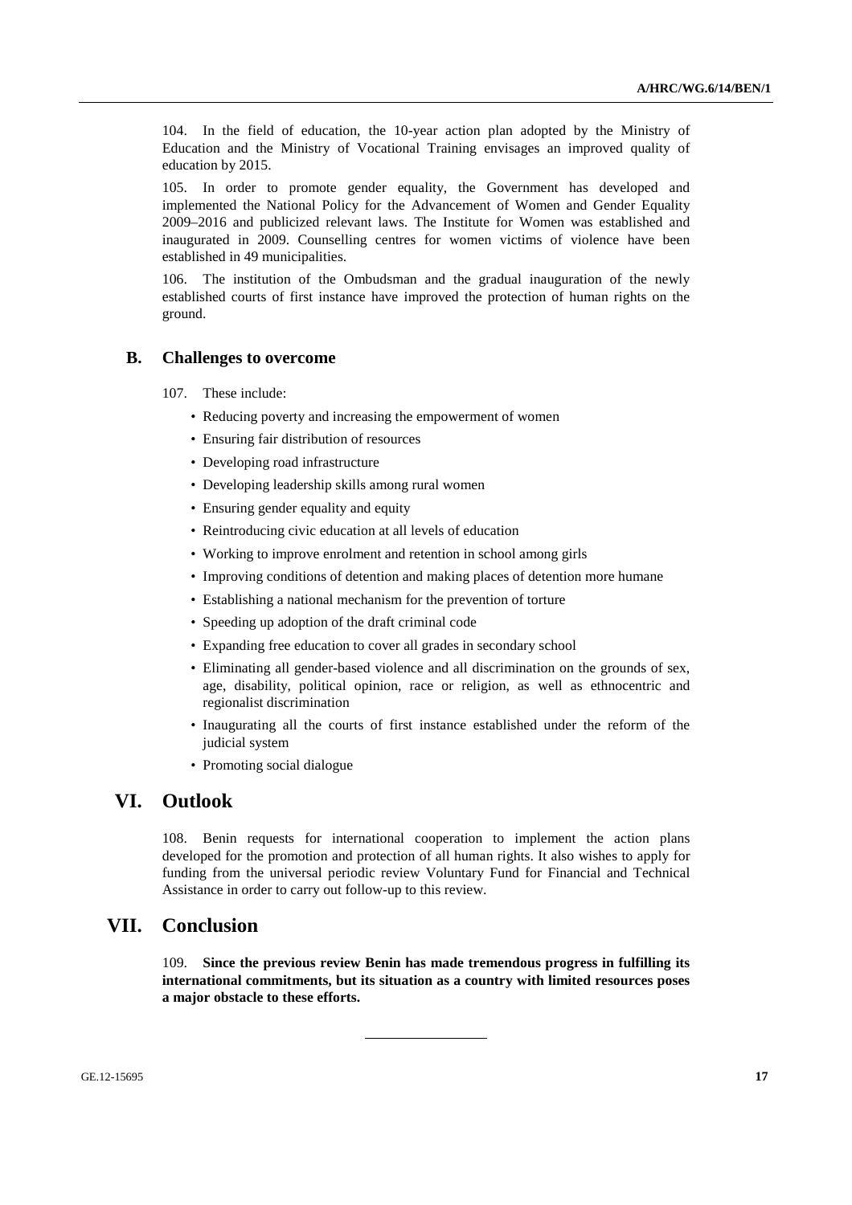104. In the field of education, the 10-year action plan adopted by the Ministry of Education and the Ministry of Vocational Training envisages an improved quality of education by 2015.

105. In order to promote gender equality, the Government has developed and implemented the National Policy for the Advancement of Women and Gender Equality 2009–2016 and publicized relevant laws. The Institute for Women was established and inaugurated in 2009. Counselling centres for women victims of violence have been established in 49 municipalities.

106. The institution of the Ombudsman and the gradual inauguration of the newly established courts of first instance have improved the protection of human rights on the ground.

## B. Challenges to overcome

107. These include:

- Reducing poverty and increasing the empowerment of women
- Ensuring fair distribution of resources
- Developing road infrastructure
- Developing leadership skills among rural women
- Ensuring gender equality and equity
- Reintroducing civic education at all levels of education
- Working to improve enrolment and retention in school among girls
- Improving conditions of detention and making places of detention more humane
- Establishing a national mechanism for the prevention of torture
- Speeding up adoption of the draft criminal code
- Expanding free education to cover all grades in secondary school
- Eliminating all gender-based violence and all discrimination on the grounds of sex, age, disability, political opinion, race or religion, as well as ethnocentric and regionalist discrimination
- Inaugurating all the courts of first instance established under the reform of the judicial system
- Promoting social dialogue

# VI. Outlook

108. Benin requests for international cooperation to implement the action plans developed for the promotion and protection of all human rights. It also wishes to apply for funding from the universal periodic review Voluntary Fund for Financial and Technical Assistance in order to carry out follow-up to this review.

# VII. Conclusion

109. **Since the previous review Benin has made tremendous progress in fulfilling its international commitments, but its situation as a country with limited resources poses a major obstacle to these efforts.**